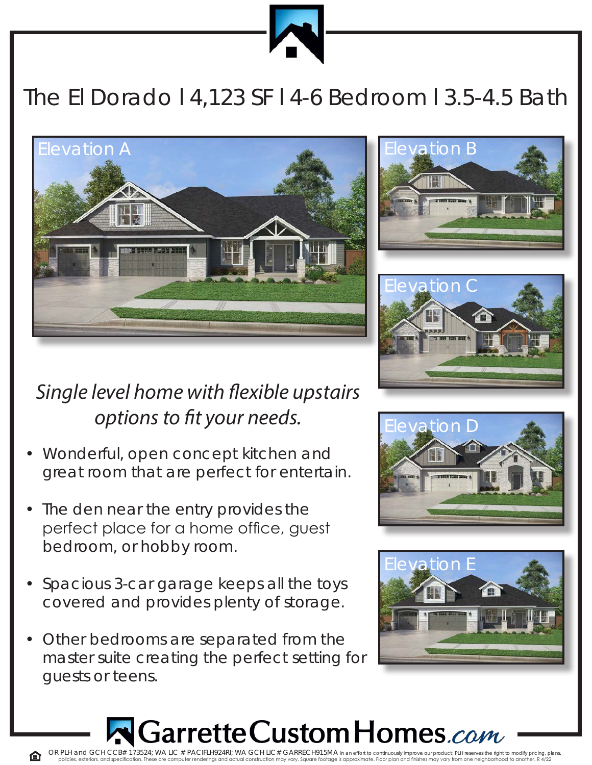# The El Dorado | 4,123 SF | 4-6 Bedroom | 3.5-4.5 Bath

Elevation A

Elevation B

Elevation C

Elevation D

Elevation E

*Single level home with flexible upstairs options to fit your needs.*

- Wonderful, open concept kitchen and great room that are perfect for entertain.
- The den near the entry provides the perfect place for a home office, guest bedroom, or hobby room.
- Spacious 3-car garage keeps all the toys covered and provides plenty of storage.
- Other bedrooms are separated from the master suite creating the perfect setting for guests or teens.

GarretteCustomHomes.com

OR PLH and GCH CCB# 173524; WA LIC # PACIFLH924RI; WA GCH LIC # GARRECH915MA In an effort to continuously improve our product; PLH reserves the right to modify pricing, plans, policies, exteriors, and specification. These are computer renderings and actual construction may vary. Square footage is approximate. Floor plan and finishes may vary from one neighborhood to another. R 4/22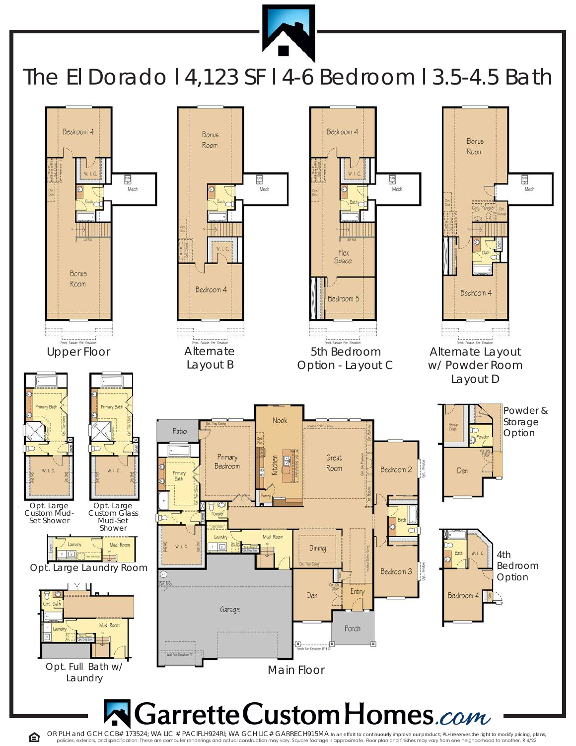# The El Dorado | 4,123 SF | 4-6 Bedroom | 3.5-4.5 Bath

Bedroom 4
W. I. C.
Mech
Bath
Bonus Room
Front Facade Per Elevation

Upper Floor

Bonus Room
Mech
Bath
W. I. C.
Bedroom 4
Front Facade Per Elevation

Alternate Layout B

Bedroom 4
W. I. C.
Mech
Bath
Flex Space
Bedroom 5
Front Facade Per Elevation

5th Bedroom Option - Layout C

Bonus Room
Mech
Opt. Powder
Bath
Bedroom 4
Front Facade Per Elevation

Alternate Layout w/ Powder Room Layout D

Primary Bath
W. I. C.

Opt. Large Custom Mud-Set Shower

Primary Bath
W. I. C.

Opt. Large Custom Glass Mud-Set Shower

Laundry
Mud Room

Opt. Large Laundry Room

Opt. Bath
Laundry
Mud Room

Opt. Full Bath w/ Laundry

Patio
Primary Bedroom
Primary Bath
Powder
W. I. C.
Laundry
Mud Room
Nook
Kitchen
Pantry
Great Room
Dining
Bedroom 2
Bath
Bedroom 3
Den
Entry
Porch
Garage

Main Floor

Storage Closet
Powder
Den

Powder & Storage Option

Bath
W. I. C.
Bedroom 4

4th Bedroom Option

GarretteCustomHomes.com

OR PLH and GCH CCB# 173524; WA LIC # PACIFLH924RI; WA GCH LIC # GARRECH915MA In an effort to continuously improve our product; PLH reserves the right to modify pricing, plans, policies, exteriors, and specification. These are computer renderings and actual construction may vary. Square footage is approximate. Floor plan and finishes may vary from one neighborhood to another. R 4/22